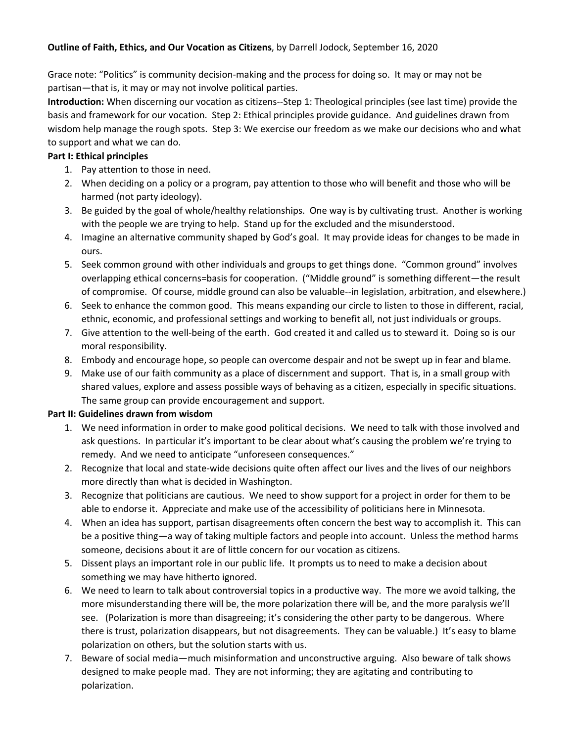**Outline of Faith, Ethics, and Our Vocation as Citizens**, by Darrell Jodock, September 16, 2020

Grace note: "Politics" is community decision-making and the process for doing so. It may or may not be partisan—that is, it may or may not involve political parties.

**Introduction:** When discerning our vocation as citizens--Step 1: Theological principles (see last time) provide the basis and framework for our vocation. Step 2: Ethical principles provide guidance. And guidelines drawn from wisdom help manage the rough spots. Step 3: We exercise our freedom as we make our decisions who and what to support and what we can do.

**Part I: Ethical principles**

1. Pay attention to those in need.
2. When deciding on a policy or a program, pay attention to those who will benefit and those who will be harmed (not party ideology).
3. Be guided by the goal of whole/healthy relationships. One way is by cultivating trust. Another is working with the people we are trying to help. Stand up for the excluded and the misunderstood.
4. Imagine an alternative community shaped by God's goal. It may provide ideas for changes to be made in ours.
5. Seek common ground with other individuals and groups to get things done. "Common ground" involves overlapping ethical concerns=basis for cooperation. ("Middle ground" is something different—the result of compromise. Of course, middle ground can also be valuable--in legislation, arbitration, and elsewhere.)
6. Seek to enhance the common good. This means expanding our circle to listen to those in different, racial, ethnic, economic, and professional settings and working to benefit all, not just individuals or groups.
7. Give attention to the well-being of the earth. God created it and called us to steward it. Doing so is our moral responsibility.
8. Embody and encourage hope, so people can overcome despair and not be swept up in fear and blame.
9. Make use of our faith community as a place of discernment and support. That is, in a small group with shared values, explore and assess possible ways of behaving as a citizen, especially in specific situations. The same group can provide encouragement and support.

**Part II: Guidelines drawn from wisdom**

1. We need information in order to make good political decisions. We need to talk with those involved and ask questions. In particular it's important to be clear about what's causing the problem we're trying to remedy. And we need to anticipate "unforeseen consequences."
2. Recognize that local and state-wide decisions quite often affect our lives and the lives of our neighbors more directly than what is decided in Washington.
3. Recognize that politicians are cautious. We need to show support for a project in order for them to be able to endorse it. Appreciate and make use of the accessibility of politicians here in Minnesota.
4. When an idea has support, partisan disagreements often concern the best way to accomplish it. This can be a positive thing—a way of taking multiple factors and people into account. Unless the method harms someone, decisions about it are of little concern for our vocation as citizens.
5. Dissent plays an important role in our public life. It prompts us to need to make a decision about something we may have hitherto ignored.
6. We need to learn to talk about controversial topics in a productive way. The more we avoid talking, the more misunderstanding there will be, the more polarization there will be, and the more paralysis we'll see. (Polarization is more than disagreeing; it's considering the other party to be dangerous. Where there is trust, polarization disappears, but not disagreements. They can be valuable.) It's easy to blame polarization on others, but the solution starts with us.
7. Beware of social media—much misinformation and unconstructive arguing. Also beware of talk shows designed to make people mad. They are not informing; they are agitating and contributing to polarization.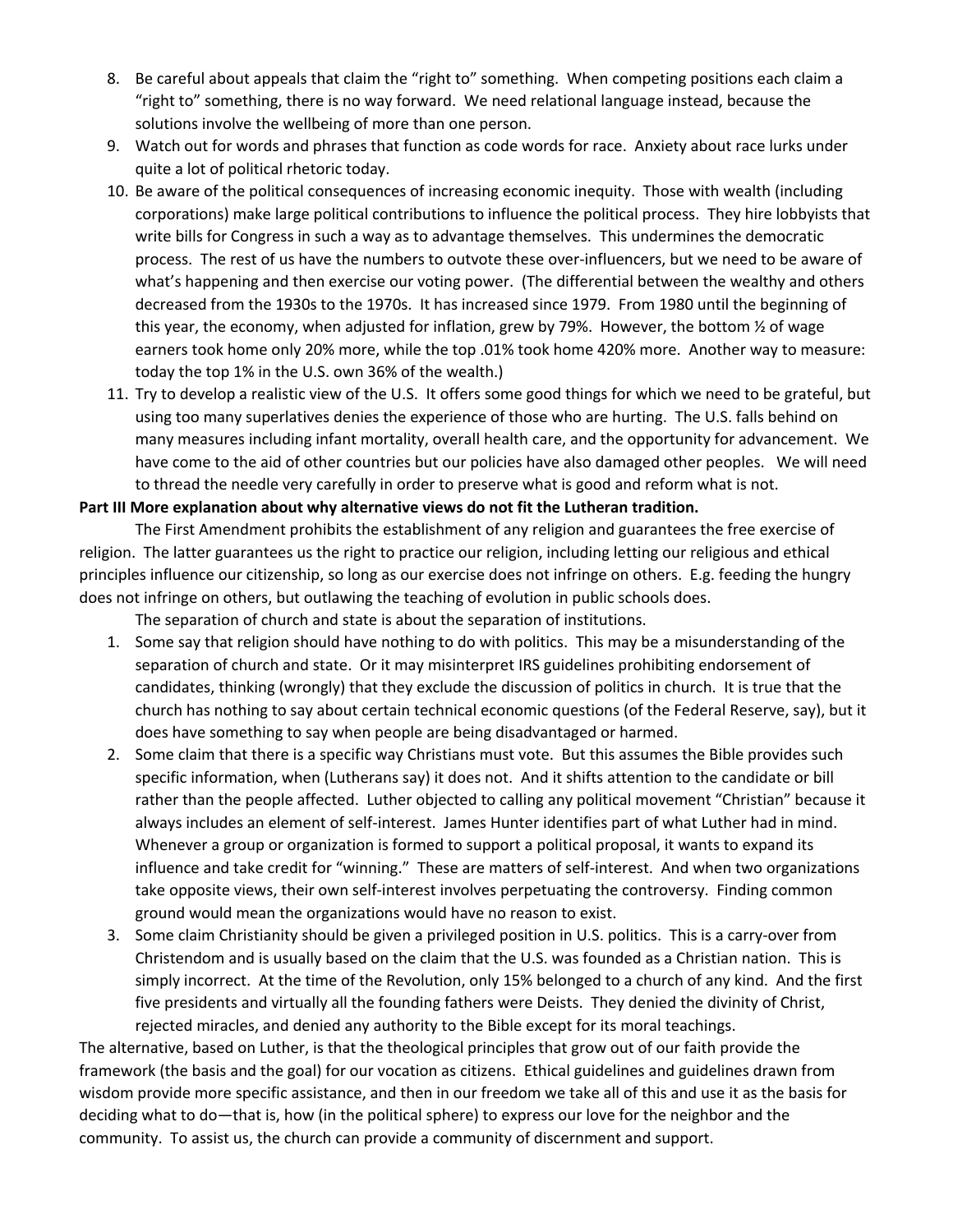8. Be careful about appeals that claim the "right to" something. When competing positions each claim a "right to" something, there is no way forward. We need relational language instead, because the solutions involve the wellbeing of more than one person.
9. Watch out for words and phrases that function as code words for race. Anxiety about race lurks under quite a lot of political rhetoric today.
10. Be aware of the political consequences of increasing economic inequity. Those with wealth (including corporations) make large political contributions to influence the political process. They hire lobbyists that write bills for Congress in such a way as to advantage themselves. This undermines the democratic process. The rest of us have the numbers to outvote these over-influencers, but we need to be aware of what's happening and then exercise our voting power. (The differential between the wealthy and others decreased from the 1930s to the 1970s. It has increased since 1979. From 1980 until the beginning of this year, the economy, when adjusted for inflation, grew by 79%. However, the bottom ½ of wage earners took home only 20% more, while the top .01% took home 420% more. Another way to measure: today the top 1% in the U.S. own 36% of the wealth.)
11. Try to develop a realistic view of the U.S. It offers some good things for which we need to be grateful, but using too many superlatives denies the experience of those who are hurting. The U.S. falls behind on many measures including infant mortality, overall health care, and the opportunity for advancement. We have come to the aid of other countries but our policies have also damaged other peoples. We will need to thread the needle very carefully in order to preserve what is good and reform what is not.

**Part III More explanation about why alternative views do not fit the Lutheran tradition.**

The First Amendment prohibits the establishment of any religion and guarantees the free exercise of religion. The latter guarantees us the right to practice our religion, including letting our religious and ethical principles influence our citizenship, so long as our exercise does not infringe on others. E.g. feeding the hungry does not infringe on others, but outlawing the teaching of evolution in public schools does.

The separation of church and state is about the separation of institutions.

1. Some say that religion should have nothing to do with politics. This may be a misunderstanding of the separation of church and state. Or it may misinterpret IRS guidelines prohibiting endorsement of candidates, thinking (wrongly) that they exclude the discussion of politics in church. It is true that the church has nothing to say about certain technical economic questions (of the Federal Reserve, say), but it does have something to say when people are being disadvantaged or harmed.
2. Some claim that there is a specific way Christians must vote. But this assumes the Bible provides such specific information, when (Lutherans say) it does not. And it shifts attention to the candidate or bill rather than the people affected. Luther objected to calling any political movement "Christian" because it always includes an element of self-interest. James Hunter identifies part of what Luther had in mind. Whenever a group or organization is formed to support a political proposal, it wants to expand its influence and take credit for "winning." These are matters of self-interest. And when two organizations take opposite views, their own self-interest involves perpetuating the controversy. Finding common ground would mean the organizations would have no reason to exist.
3. Some claim Christianity should be given a privileged position in U.S. politics. This is a carry-over from Christendom and is usually based on the claim that the U.S. was founded as a Christian nation. This is simply incorrect. At the time of the Revolution, only 15% belonged to a church of any kind. And the first five presidents and virtually all the founding fathers were Deists. They denied the divinity of Christ, rejected miracles, and denied any authority to the Bible except for its moral teachings.

The alternative, based on Luther, is that the theological principles that grow out of our faith provide the framework (the basis and the goal) for our vocation as citizens. Ethical guidelines and guidelines drawn from wisdom provide more specific assistance, and then in our freedom we take all of this and use it as the basis for deciding what to do—that is, how (in the political sphere) to express our love for the neighbor and the community. To assist us, the church can provide a community of discernment and support.